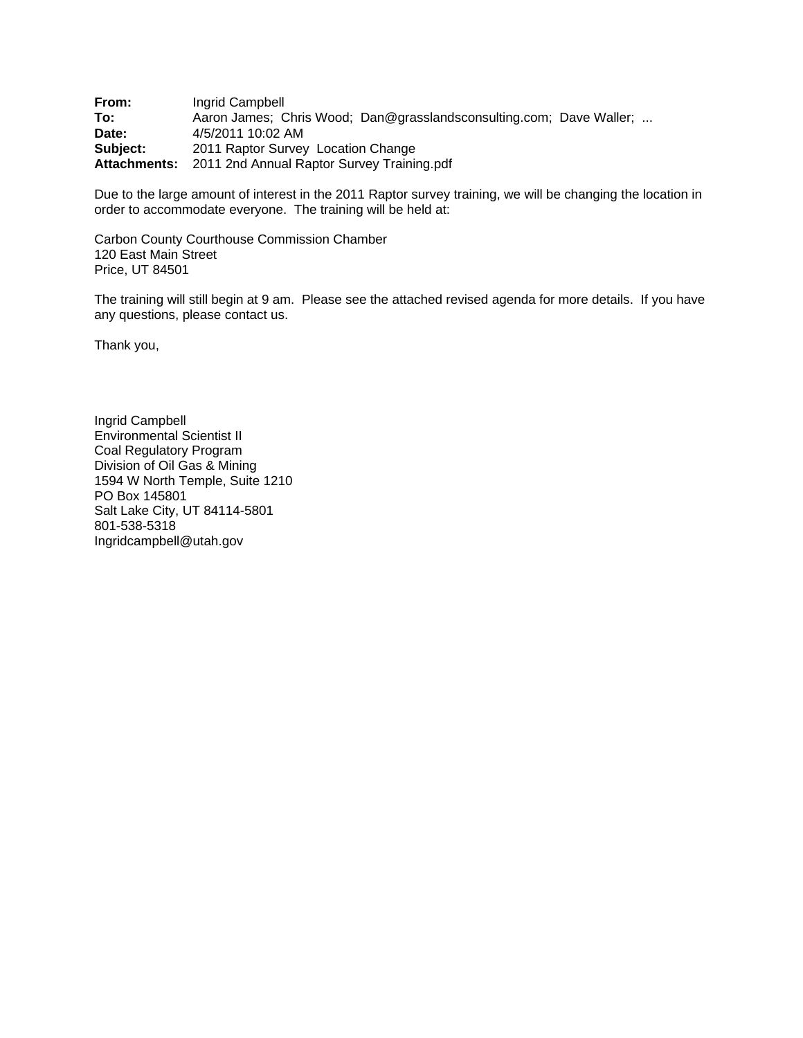**From:** Ingrid Campbell
**To:** Aaron James; Chris Wood; Dan@grasslandsconsulting.com; Dave Waller; ...
**Date:** 4/5/2011 10:02 AM
**Subject:** 2011 Raptor Survey Location Change
**Attachments:** 2011 2nd Annual Raptor Survey Training.pdf

Due to the large amount of interest in the 2011 Raptor survey training, we will be changing the location in order to accommodate everyone. The training will be held at:

Carbon County Courthouse Commission Chamber
120 East Main Street
Price, UT 84501

The training will still begin at 9 am. Please see the attached revised agenda for more details. If you have any questions, please contact us.

Thank you,

Ingrid Campbell
Environmental Scientist II
Coal Regulatory Program
Division of Oil Gas & Mining
1594 W North Temple, Suite 1210
PO Box 145801
Salt Lake City, UT 84114-5801
801-538-5318
Ingridcampbell@utah.gov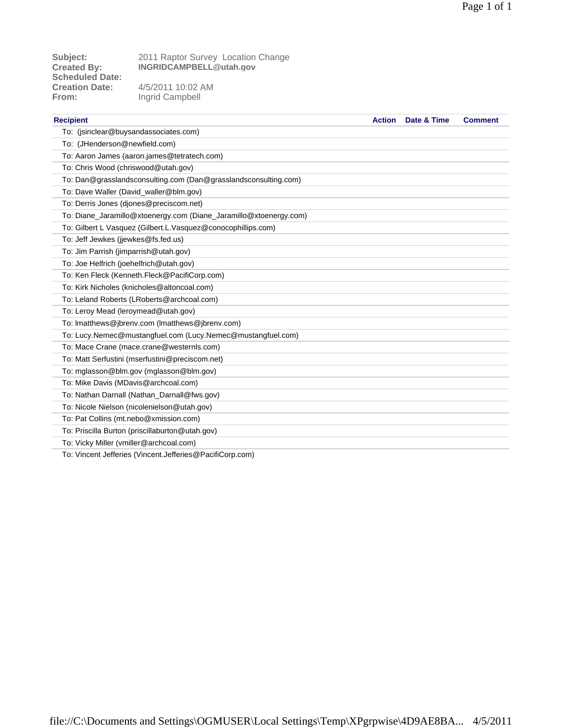| | |
|---|---|
| **Subject:** | 2011 Raptor Survey Location Change |
| **Created By:** | **INGRIDCAMPBELL@utah.gov** |
| **Scheduled Date:** | |
| **Creation Date:** | 4/5/2011 10:02 AM |
| **From:** | Ingrid Campbell |

| Recipient | Action | Date & Time | Comment |
|---|---|---|---|
| To: (jsinclear@buysandassociates.com) | | | |
| To: (JHenderson@newfield.com) | | | |
| To: Aaron James (aaron.james@tetratech.com) | | | |
| To: Chris Wood (chriswood@utah.gov) | | | |
| To: Dan@grasslandsconsulting.com (Dan@grasslandsconsulting.com) | | | |
| To: Dave Waller (David_waller@blm.gov) | | | |
| To: Derris Jones (djones@preciscom.net) | | | |
| To: Diane_Jaramillo@xtoenergy.com (Diane_Jaramillo@xtoenergy.com) | | | |
| To: Gilbert L Vasquez (Gilbert.L.Vasquez@conocophillips.com) | | | |
| To: Jeff Jewkes (jjewkes@fs.fed.us) | | | |
| To: Jim Parrish (jimparrish@utah.gov) | | | |
| To: Joe Helfrich (joehelfrich@utah.gov) | | | |
| To: Ken Fleck (Kenneth.Fleck@PacifiCorp.com) | | | |
| To: Kirk Nicholes (knicholes@altoncoal.com) | | | |
| To: Leland Roberts (LRoberts@archcoal.com) | | | |
| To: Leroy Mead (leroymead@utah.gov) | | | |
| To: lmatthews@jbrenv.com (lmatthews@jbrenv.com) | | | |
| To: Lucy.Nemec@mustangfuel.com (Lucy.Nemec@mustangfuel.com) | | | |
| To: Mace Crane (mace.crane@westernls.com) | | | |
| To: Matt Serfustini (mserfustini@preciscom.net) | | | |
| To: mglasson@blm.gov (mglasson@blm.gov) | | | |
| To: Mike Davis (MDavis@archcoal.com) | | | |
| To: Nathan Darnall (Nathan_Darnall@fws.gov) | | | |
| To: Nicole Nielson (nicolenielson@utah.gov) | | | |
| To: Pat Collins (mt.nebo@xmission.com) | | | |
| To: Priscilla Burton (priscillaburton@utah.gov) | | | |
| To: Vicky Miller (vmiller@archcoal.com) | | | |
| To: Vincent Jefferies (Vincent.Jefferies@PacifiCorp.com) | | | |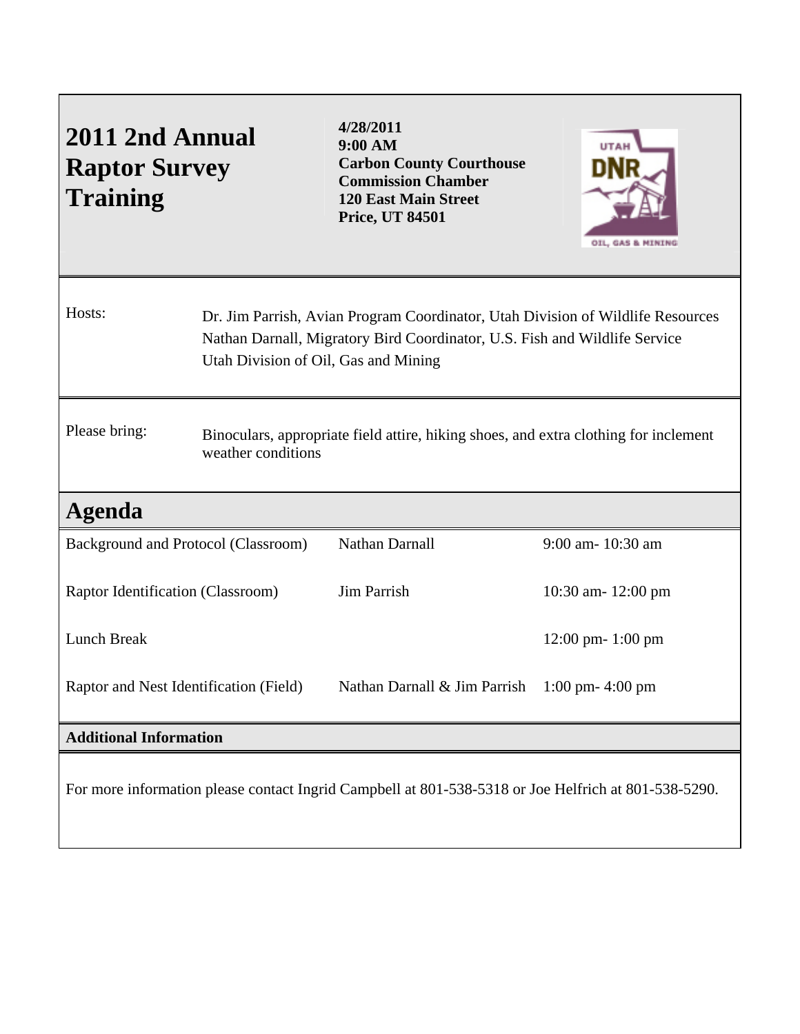# 2011 2nd Annual Raptor Survey Training

**4/28/2011**
**9:00 AM**
**Carbon County Courthouse**
**Commission Chamber**
**120 East Main Street**
**Price, UT 84501**

| | |
|---|---|
| Hosts: | Dr. Jim Parrish, Avian Program Coordinator, Utah Division of Wildlife Resources<br>Nathan Darnall, Migratory Bird Coordinator, U.S. Fish and Wildlife Service<br>Utah Division of Oil, Gas and Mining |
| Please bring: | Binoculars, appropriate field attire, hiking shoes, and extra clothing for inclement weather conditions |

## Agenda

| | | |
|---|---|---|
| Background and Protocol (Classroom) | Nathan Darnall | 9:00 am- 10:30 am |
| Raptor Identification (Classroom) | Jim Parrish | 10:30 am- 12:00 pm |
| Lunch Break | | 12:00 pm- 1:00 pm |
| Raptor and Nest Identification (Field) | Nathan Darnall & Jim Parrish | 1:00 pm- 4:00 pm |

**Additional Information**

For more information please contact Ingrid Campbell at 801-538-5318 or Joe Helfrich at 801-538-5290.